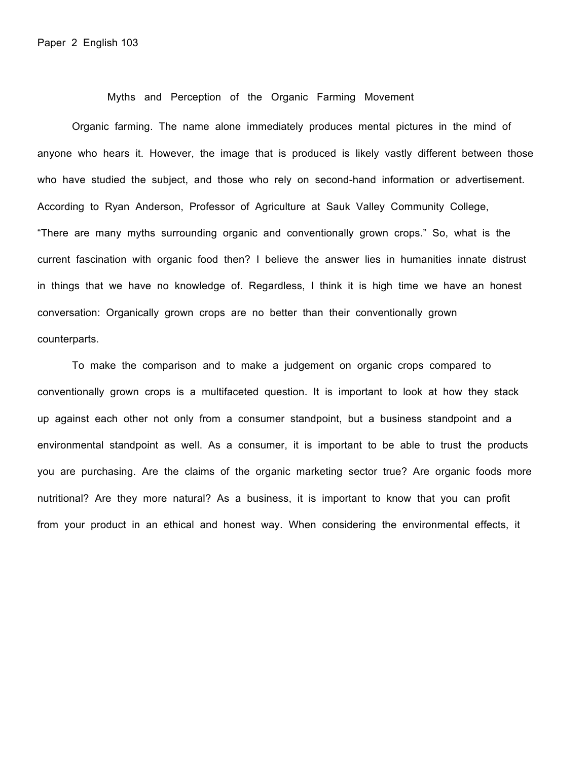Paper 2 English 103

# Myths and Perception of the Organic Farming Movement

Organic farming. The name alone immediately produces mental pictures in the mind of anyone who hears it. However, the image that is produced is likely vastly different between those who have studied the subject, and those who rely on second-hand information or advertisement. According to Ryan Anderson, Professor of Agriculture at Sauk Valley Community College, "There are many myths surrounding organic and conventionally grown crops." So, what is the current fascination with organic food then? I believe the answer lies in humanities innate distrust in things that we have no knowledge of. Regardless, I think it is high time we have an honest conversation: Organically grown crops are no better than their conventionally grown counterparts.

To make the comparison and to make a judgement on organic crops compared to conventionally grown crops is a multifaceted question. It is important to look at how they stack up against each other not only from a consumer standpoint, but a business standpoint and a environmental standpoint as well. As a consumer, it is important to be able to trust the products you are purchasing. Are the claims of the organic marketing sector true? Are organic foods more nutritional? Are they more natural? As a business, it is important to know that you can profit from your product in an ethical and honest way. When considering the environmental effects, it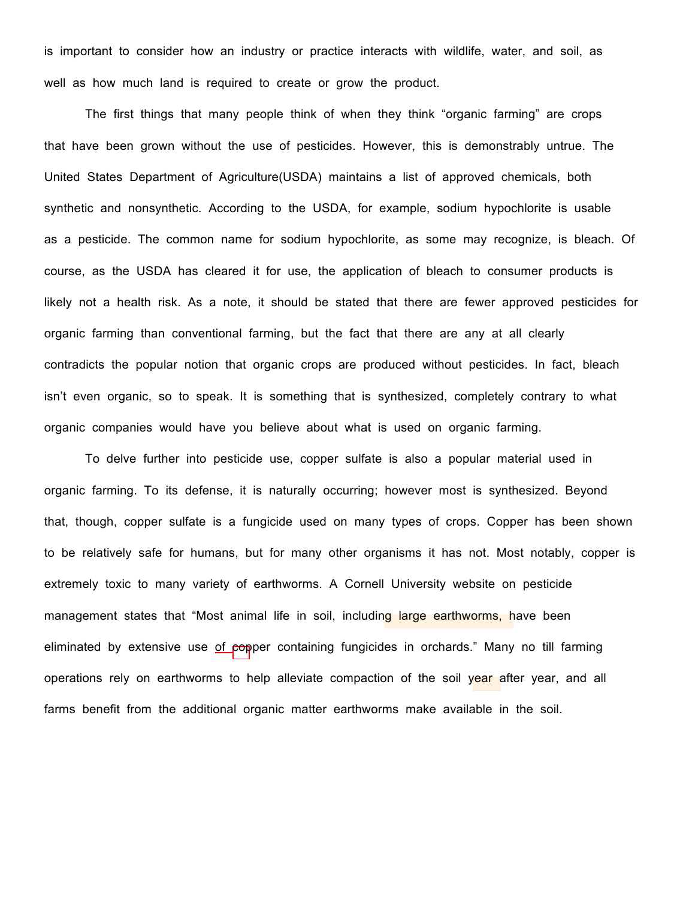is important to consider how an industry or practice interacts with wildlife, water, and soil, as well as how much land is required to create or grow the product.

The first things that many people think of when they think "organic farming" are crops that have been grown without the use of pesticides. However, this is demonstrably untrue. The United States Department of Agriculture(USDA) maintains a list of approved chemicals, both synthetic and nonsynthetic. According to the USDA, for example, sodium hypochlorite is usable as a pesticide. The common name for sodium hypochlorite, as some may recognize, is bleach. Of course, as the USDA has cleared it for use, the application of bleach to consumer products is likely not a health risk. As a note, it should be stated that there are fewer approved pesticides for organic farming than conventional farming, but the fact that there are any at all clearly contradicts the popular notion that organic crops are produced without pesticides. In fact, bleach isn't even organic, so to speak. It is something that is synthesized, completely contrary to what organic companies would have you believe about what is used on organic farming.

To delve further into pesticide use, copper sulfate is also a popular material used in organic farming. To its defense, it is naturally occurring; however most is synthesized. Beyond that, though, copper sulfate is a fungicide used on many types of crops. Copper has been shown to be relatively safe for humans, but for many other organisms it has not. Most notably, copper is extremely toxic to many variety of earthworms. A Cornell University website on pesticide management states that "Most animal life in soil, including large earthworms, have been eliminated by extensive use of copper containing fungicides in orchards." Many no till farming operations rely on earthworms to help alleviate compaction of the soil year after year, and all farms benefit from the additional organic matter earthworms make available in the soil.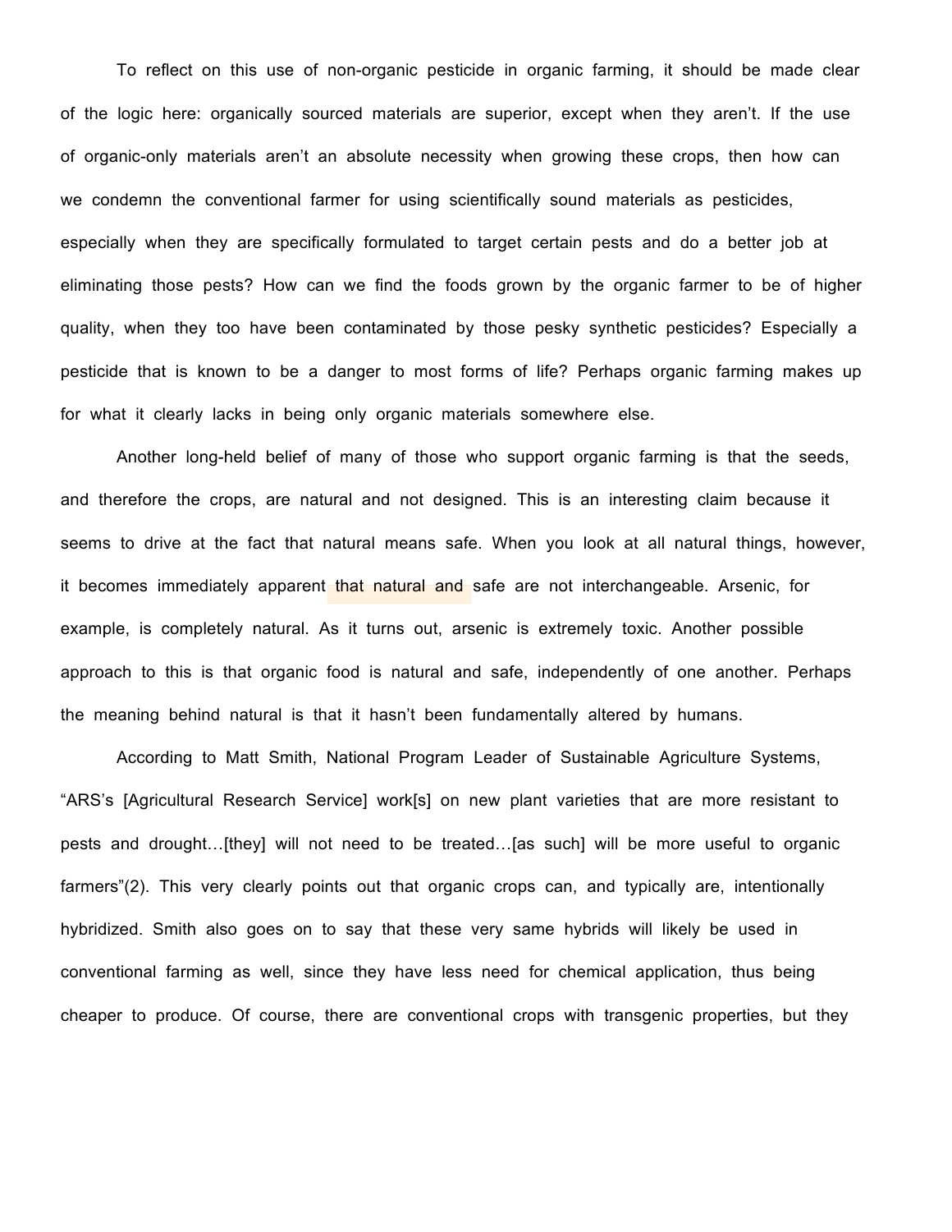To reflect on this use of non-organic pesticide in organic farming, it should be made clear of the logic here: organically sourced materials are superior, except when they aren't. If the use of organic-only materials aren't an absolute necessity when growing these crops, then how can we condemn the conventional farmer for using scientifically sound materials as pesticides, especially when they are specifically formulated to target certain pests and do a better job at eliminating those pests? How can we find the foods grown by the organic farmer to be of higher quality, when they too have been contaminated by those pesky synthetic pesticides? Especially a pesticide that is known to be a danger to most forms of life? Perhaps organic farming makes up for what it clearly lacks in being only organic materials somewhere else.

Another long-held belief of many of those who support organic farming is that the seeds, and therefore the crops, are natural and not designed. This is an interesting claim because it seems to drive at the fact that natural means safe. When you look at all natural things, however, it becomes immediately apparent that natural and safe are not interchangeable. Arsenic, for example, is completely natural. As it turns out, arsenic is extremely toxic. Another possible approach to this is that organic food is natural and safe, independently of one another. Perhaps the meaning behind natural is that it hasn't been fundamentally altered by humans.

According to Matt Smith, National Program Leader of Sustainable Agriculture Systems, "ARS's [Agricultural Research Service] work[s] on new plant varieties that are more resistant to pests and drought…[they] will not need to be treated…[as such] will be more useful to organic farmers"(2). This very clearly points out that organic crops can, and typically are, intentionally hybridized. Smith also goes on to say that these very same hybrids will likely be used in conventional farming as well, since they have less need for chemical application, thus being cheaper to produce. Of course, there are conventional crops with transgenic properties, but they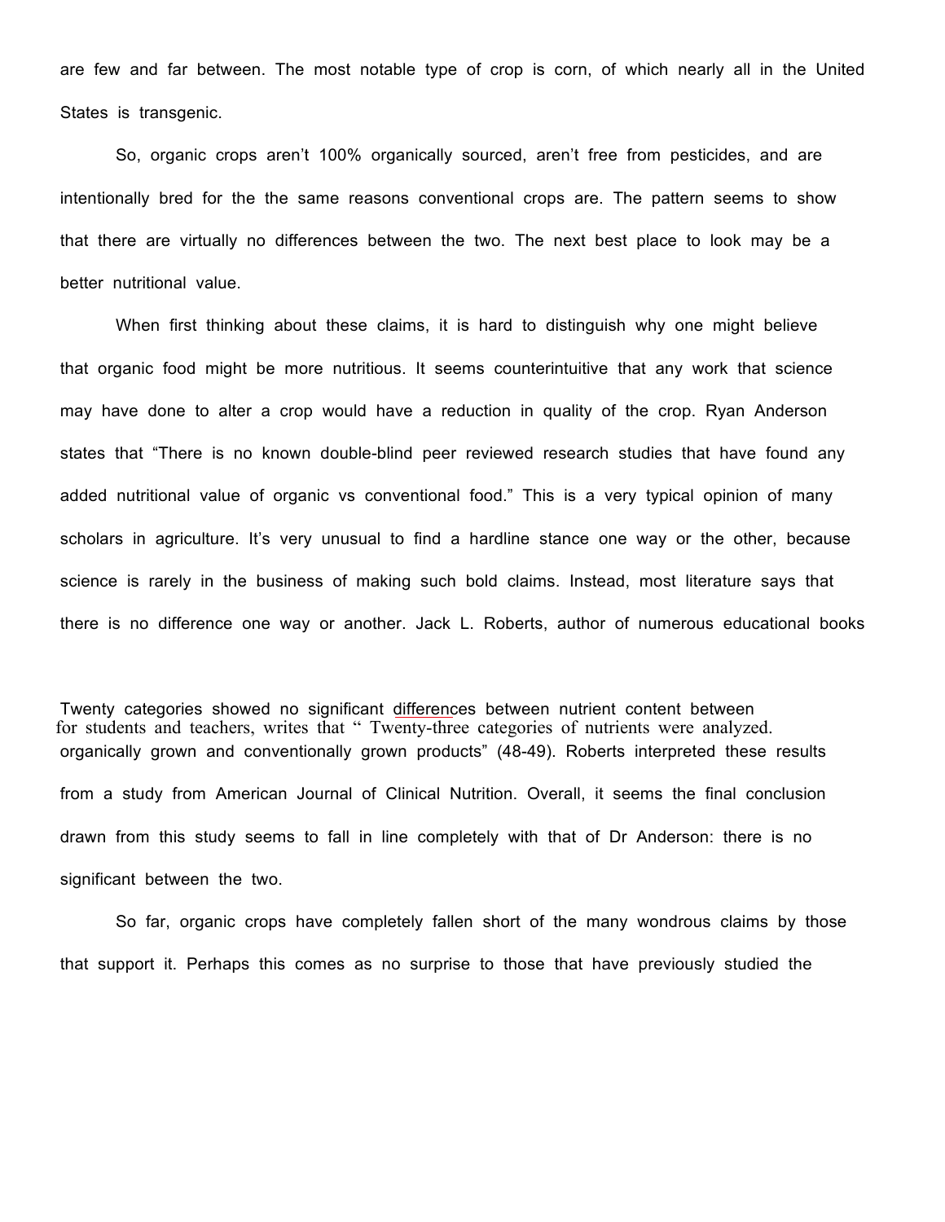are few and far between. The most notable type of crop is corn, of which nearly all in the United States is transgenic.

So, organic crops aren't 100% organically sourced, aren't free from pesticides, and are intentionally bred for the the same reasons conventional crops are. The pattern seems to show that there are virtually no differences between the two. The next best place to look may be a better nutritional value.

When first thinking about these claims, it is hard to distinguish why one might believe that organic food might be more nutritious. It seems counterintuitive that any work that science may have done to alter a crop would have a reduction in quality of the crop. Ryan Anderson states that "There is no known double-blind peer reviewed research studies that have found any added nutritional value of organic vs conventional food." This is a very typical opinion of many scholars in agriculture. It's very unusual to find a hardline stance one way or the other, because science is rarely in the business of making such bold claims. Instead, most literature says that there is no difference one way or another. Jack L. Roberts, author of numerous educational books for students and teachers, writes that " Twenty-three categories of nutrients were analyzed. Twenty categories showed no significant differences between nutrient content between organically grown and conventionally grown products" (48-49). Roberts interpreted these results from a study from American Journal of Clinical Nutrition. Overall, it seems the final conclusion drawn from this study seems to fall in line completely with that of Dr Anderson: there is no significant between the two.

So far, organic crops have completely fallen short of the many wondrous claims by those that support it. Perhaps this comes as no surprise to those that have previously studied the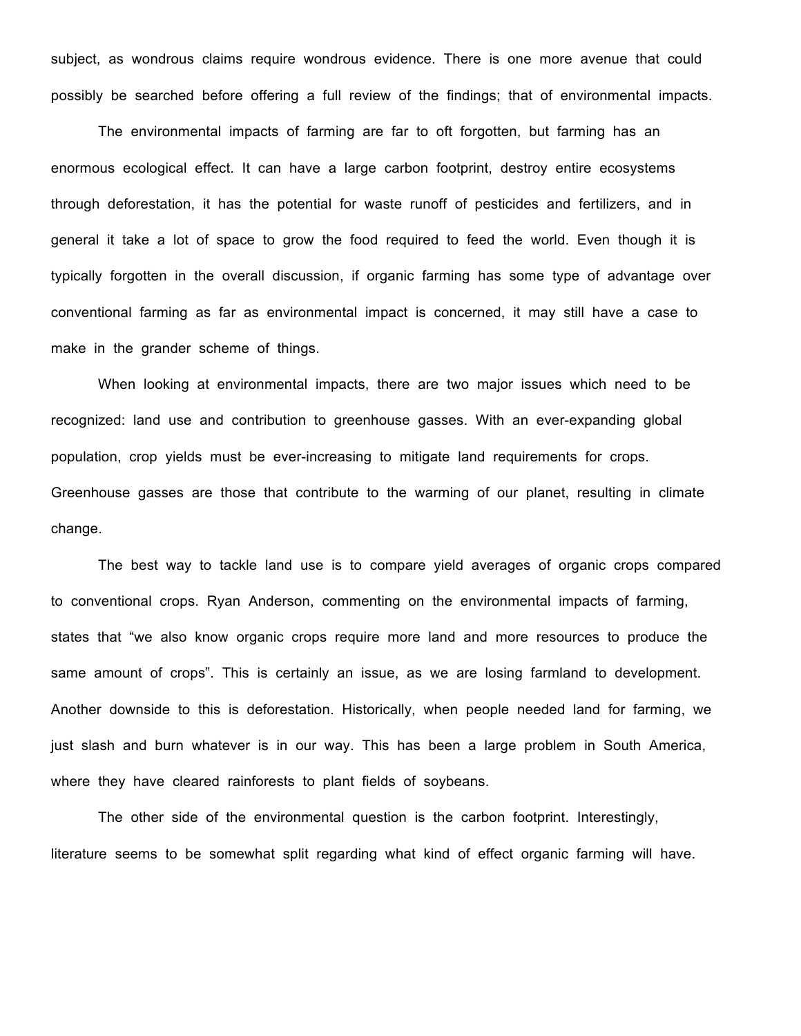subject, as wondrous claims require wondrous evidence. There is one more avenue that could possibly be searched before offering a full review of the findings; that of environmental impacts.

The environmental impacts of farming are far to oft forgotten, but farming has an enormous ecological effect. It can have a large carbon footprint, destroy entire ecosystems through deforestation, it has the potential for waste runoff of pesticides and fertilizers, and in general it take a lot of space to grow the food required to feed the world. Even though it is typically forgotten in the overall discussion, if organic farming has some type of advantage over conventional farming as far as environmental impact is concerned, it may still have a case to make in the grander scheme of things.

When looking at environmental impacts, there are two major issues which need to be recognized: land use and contribution to greenhouse gasses. With an ever-expanding global population, crop yields must be ever-increasing to mitigate land requirements for crops. Greenhouse gasses are those that contribute to the warming of our planet, resulting in climate change.

The best way to tackle land use is to compare yield averages of organic crops compared to conventional crops. Ryan Anderson, commenting on the environmental impacts of farming, states that “we also know organic crops require more land and more resources to produce the same amount of crops”. This is certainly an issue, as we are losing farmland to development. Another downside to this is deforestation. Historically, when people needed land for farming, we just slash and burn whatever is in our way. This has been a large problem in South America, where they have cleared rainforests to plant fields of soybeans.

The other side of the environmental question is the carbon footprint. Interestingly, literature seems to be somewhat split regarding what kind of effect organic farming will have.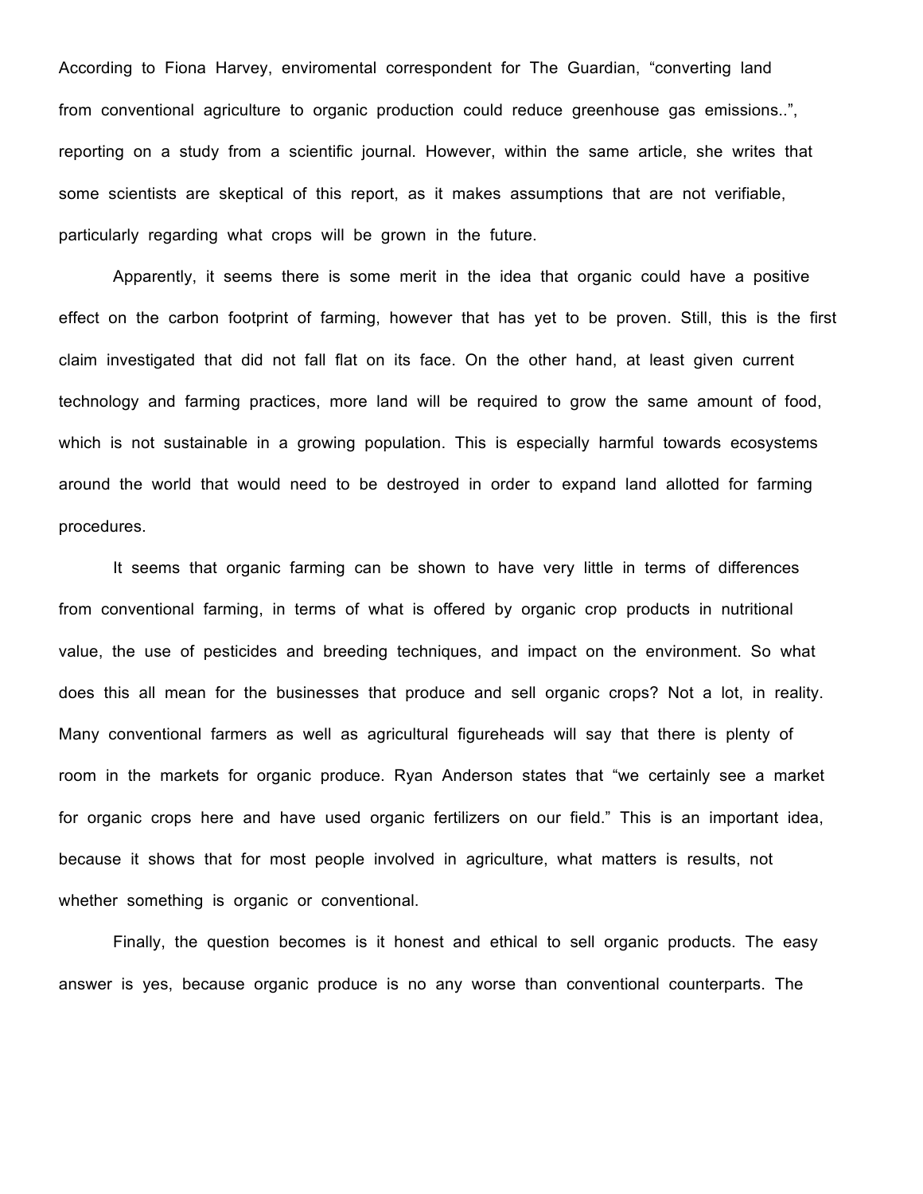According to Fiona Harvey, enviromental correspondent for The Guardian, “converting land from conventional agriculture to organic production could reduce greenhouse gas emissions..”, reporting on a study from a scientific journal. However, within the same article, she writes that some scientists are skeptical of this report, as it makes assumptions that are not verifiable, particularly regarding what crops will be grown in the future.

Apparently, it seems there is some merit in the idea that organic could have a positive effect on the carbon footprint of farming, however that has yet to be proven. Still, this is the first claim investigated that did not fall flat on its face. On the other hand, at least given current technology and farming practices, more land will be required to grow the same amount of food, which is not sustainable in a growing population. This is especially harmful towards ecosystems around the world that would need to be destroyed in order to expand land allotted for farming procedures.

It seems that organic farming can be shown to have very little in terms of differences from conventional farming, in terms of what is offered by organic crop products in nutritional value, the use of pesticides and breeding techniques, and impact on the environment. So what does this all mean for the businesses that produce and sell organic crops? Not a lot, in reality. Many conventional farmers as well as agricultural figureheads will say that there is plenty of room in the markets for organic produce. Ryan Anderson states that “we certainly see a market for organic crops here and have used organic fertilizers on our field.” This is an important idea, because it shows that for most people involved in agriculture, what matters is results, not whether something is organic or conventional.

Finally, the question becomes is it honest and ethical to sell organic products. The easy answer is yes, because organic produce is no any worse than conventional counterparts. The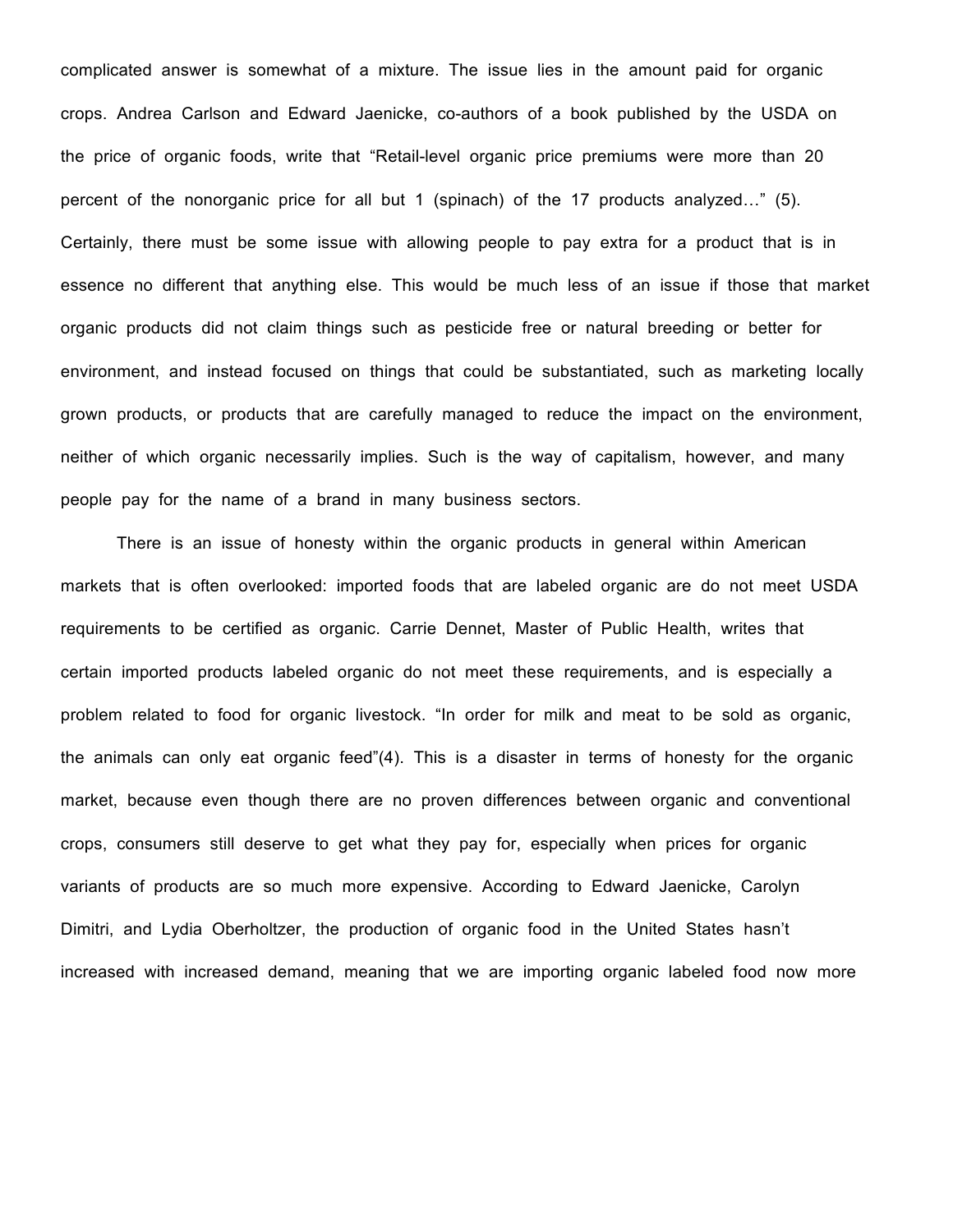complicated answer is somewhat of a mixture. The issue lies in the amount paid for organic crops. Andrea Carlson and Edward Jaenicke, co-authors of a book published by the USDA on the price of organic foods, write that "Retail-level organic price premiums were more than 20 percent of the nonorganic price for all but 1 (spinach) of the 17 products analyzed…" (5). Certainly, there must be some issue with allowing people to pay extra for a product that is in essence no different that anything else. This would be much less of an issue if those that market organic products did not claim things such as pesticide free or natural breeding or better for environment, and instead focused on things that could be substantiated, such as marketing locally grown products, or products that are carefully managed to reduce the impact on the environment, neither of which organic necessarily implies. Such is the way of capitalism, however, and many people pay for the name of a brand in many business sectors.

There is an issue of honesty within the organic products in general within American markets that is often overlooked: imported foods that are labeled organic are do not meet USDA requirements to be certified as organic. Carrie Dennet, Master of Public Health, writes that certain imported products labeled organic do not meet these requirements, and is especially a problem related to food for organic livestock. "In order for milk and meat to be sold as organic, the animals can only eat organic feed"(4). This is a disaster in terms of honesty for the organic market, because even though there are no proven differences between organic and conventional crops, consumers still deserve to get what they pay for, especially when prices for organic variants of products are so much more expensive. According to Edward Jaenicke, Carolyn Dimitri, and Lydia Oberholtzer, the production of organic food in the United States hasn't increased with increased demand, meaning that we are importing organic labeled food now more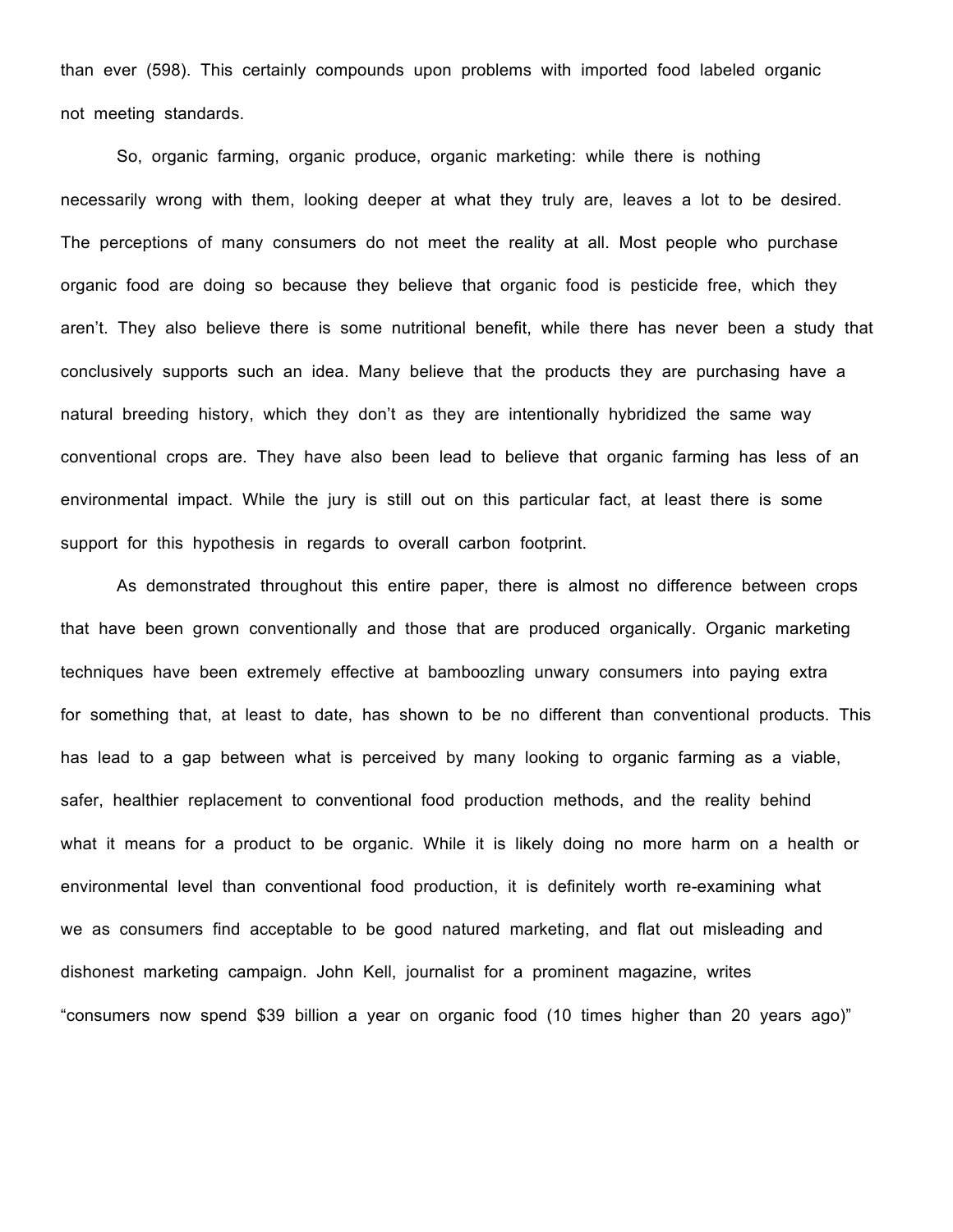than ever (598). This certainly compounds upon problems with imported food labeled organic not meeting standards.

So, organic farming, organic produce, organic marketing: while there is nothing necessarily wrong with them, looking deeper at what they truly are, leaves a lot to be desired. The perceptions of many consumers do not meet the reality at all. Most people who purchase organic food are doing so because they believe that organic food is pesticide free, which they aren't. They also believe there is some nutritional benefit, while there has never been a study that conclusively supports such an idea. Many believe that the products they are purchasing have a natural breeding history, which they don't as they are intentionally hybridized the same way conventional crops are. They have also been lead to believe that organic farming has less of an environmental impact. While the jury is still out on this particular fact, at least there is some support for this hypothesis in regards to overall carbon footprint.

As demonstrated throughout this entire paper, there is almost no difference between crops that have been grown conventionally and those that are produced organically. Organic marketing techniques have been extremely effective at bamboozling unwary consumers into paying extra for something that, at least to date, has shown to be no different than conventional products. This has lead to a gap between what is perceived by many looking to organic farming as a viable, safer, healthier replacement to conventional food production methods, and the reality behind what it means for a product to be organic. While it is likely doing no more harm on a health or environmental level than conventional food production, it is definitely worth re-examining what we as consumers find acceptable to be good natured marketing, and flat out misleading and dishonest marketing campaign. John Kell, journalist for a prominent magazine, writes "consumers now spend $39 billion a year on organic food (10 times higher than 20 years ago)"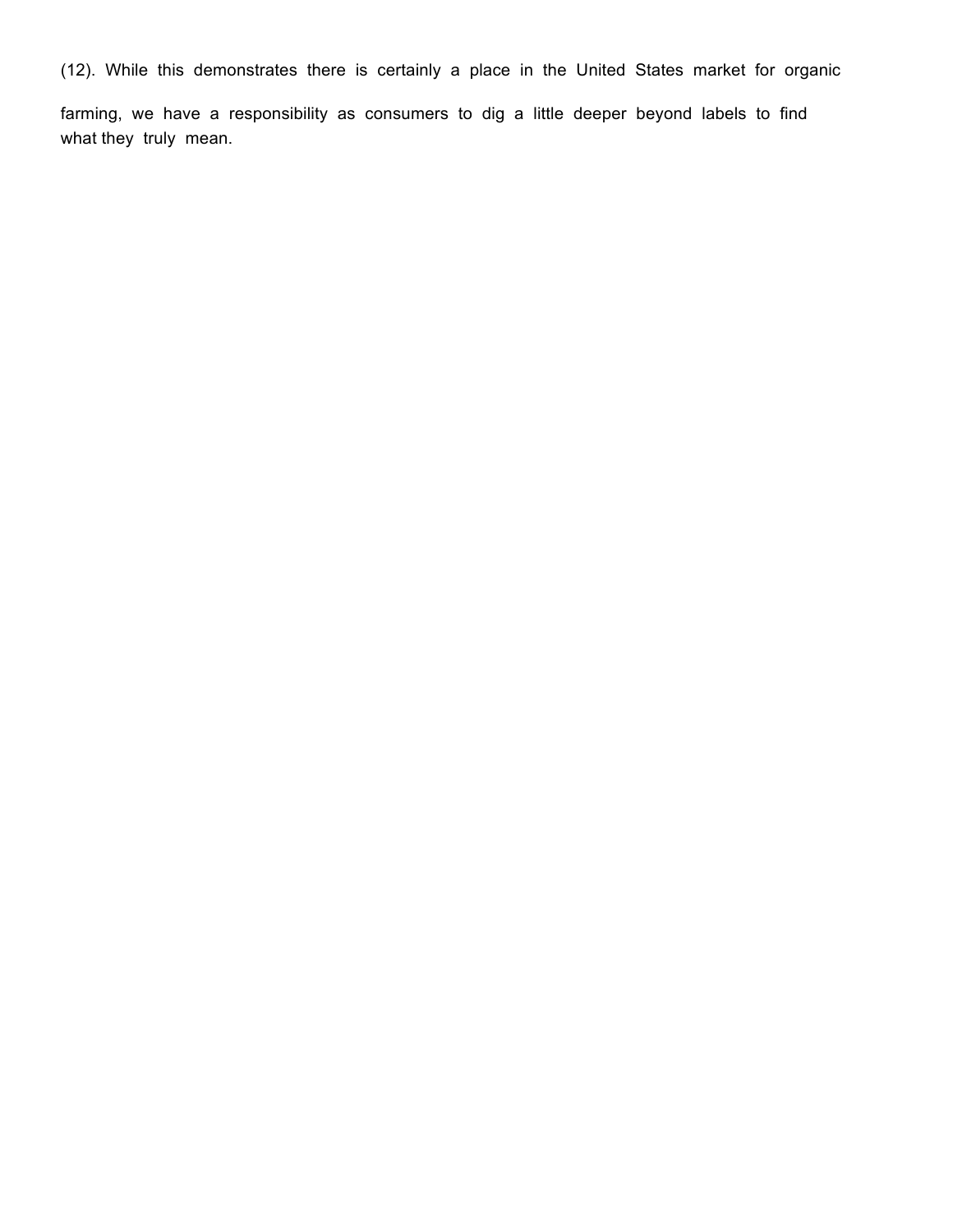(12). While this demonstrates there is certainly a place in the United States market for organic farming, we have a responsibility as consumers to dig a little deeper beyond labels to find what they truly mean.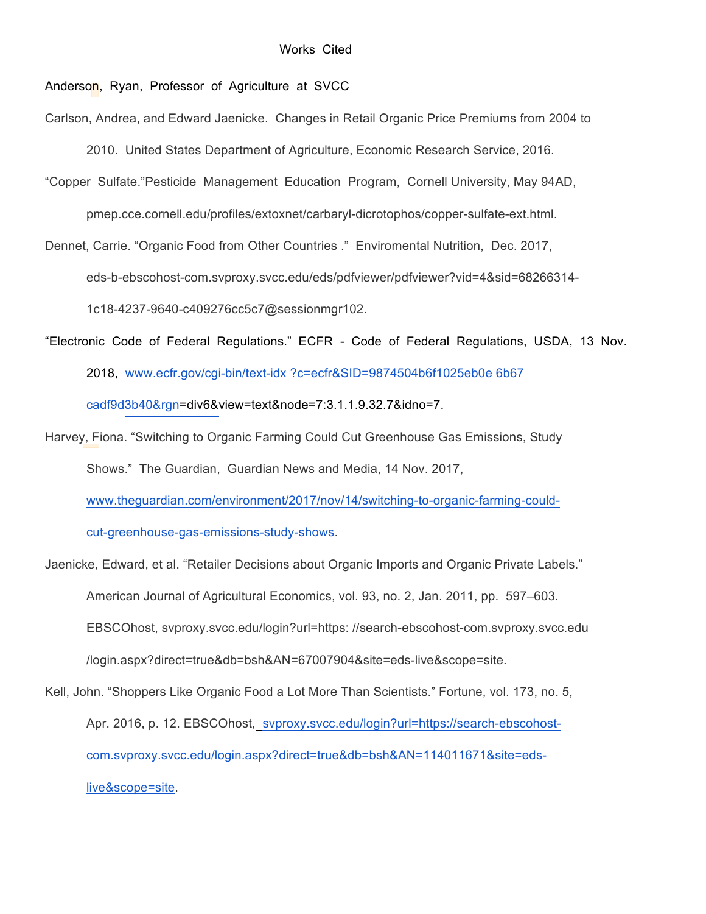# Works Cited

Anderson, Ryan, Professor of Agriculture at SVCC

Carlson, Andrea, and Edward Jaenicke. Changes in Retail Organic Price Premiums from 2004 to 2010. United States Department of Agriculture, Economic Research Service, 2016.

"Copper Sulfate."Pesticide Management Education Program, Cornell University, May 94AD, pmep.cce.cornell.edu/profiles/extoxnet/carbaryl-dicrotophos/copper-sulfate-ext.html.

Dennet, Carrie. "Organic Food from Other Countries ." Enviromental Nutrition, Dec. 2017, eds-b-ebscohost-com.svproxy.svcc.edu/eds/pdfviewer/pdfviewer?vid=4&sid=68266314-1c18-4237-9640-c409276cc5c7@sessionmgr102.

"Electronic Code of Federal Regulations." ECFR - Code of Federal Regulations, USDA, 13 Nov. 2018, www.ecfr.gov/cgi-bin/text-idx ?c=ecfr&SID=9874504b6f1025eb0e 6b67 cadf9d3b40&rgn=div6&view=text&node=7:3.1.1.9.32.7&idno=7.

Harvey, Fiona. "Switching to Organic Farming Could Cut Greenhouse Gas Emissions, Study Shows." The Guardian, Guardian News and Media, 14 Nov. 2017, www.theguardian.com/environment/2017/nov/14/switching-to-organic-farming-could-cut-greenhouse-gas-emissions-study-shows.

Jaenicke, Edward, et al. "Retailer Decisions about Organic Imports and Organic Private Labels." American Journal of Agricultural Economics, vol. 93, no. 2, Jan. 2011, pp. 597–603. EBSCOhost, svproxy.svcc.edu/login?url=https: //search-ebscohost-com.svproxy.svcc.edu /login.aspx?direct=true&db=bsh&AN=67007904&site=eds-live&scope=site.

Kell, John. "Shoppers Like Organic Food a Lot More Than Scientists." Fortune, vol. 173, no. 5, Apr. 2016, p. 12. EBSCOhost, svproxy.svcc.edu/login?url=https://search-ebscohost-com.svproxy.svcc.edu/login.aspx?direct=true&db=bsh&AN=114011671&site=eds-live&scope=site.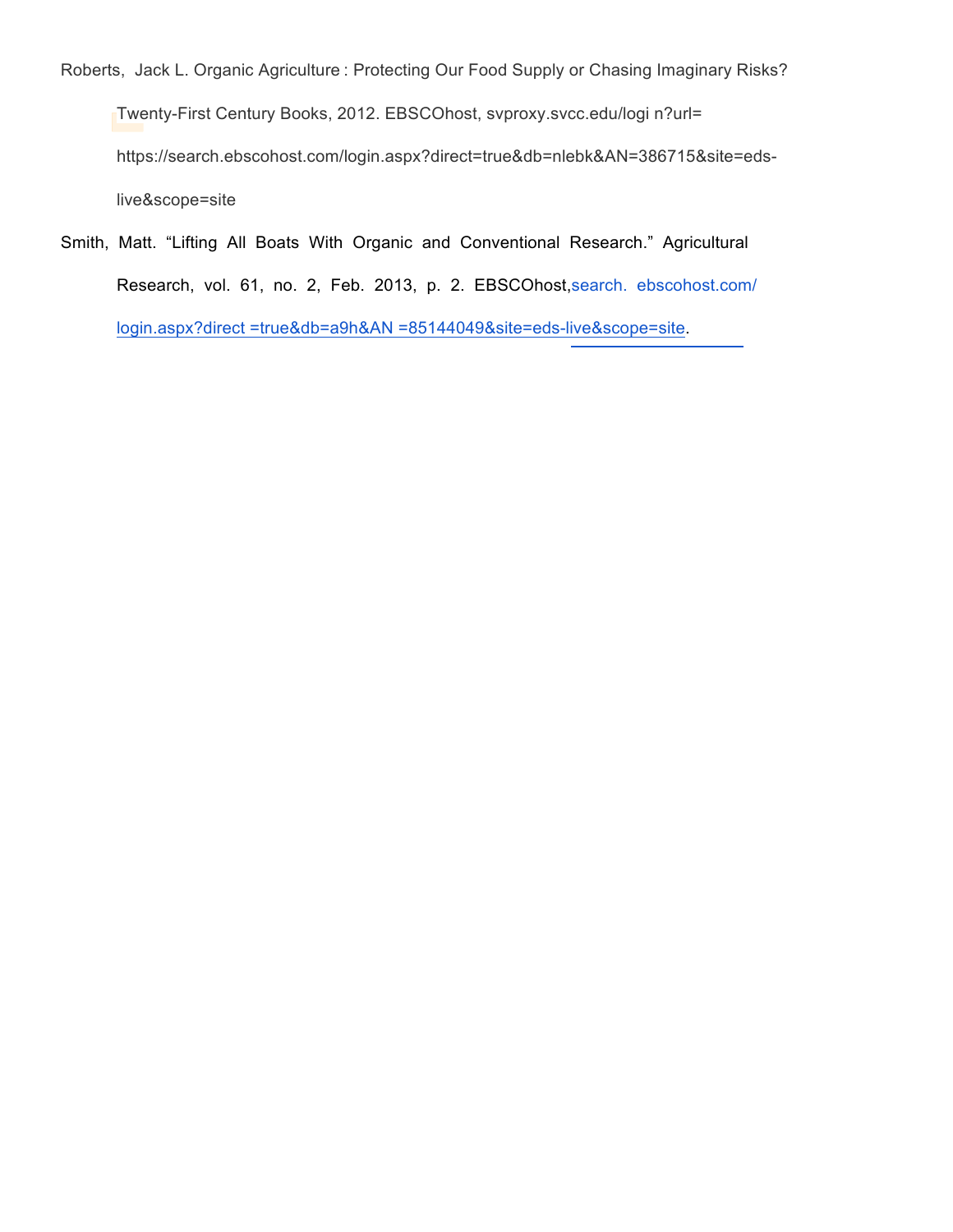Roberts, Jack L. Organic Agriculture : Protecting Our Food Supply or Chasing Imaginary Risks? Twenty-First Century Books, 2012. EBSCOhost, svproxy.svcc.edu/logi n?url= https://search.ebscohost.com/login.aspx?direct=true&db=nlebk&AN=386715&site=eds-live&scope=site

Smith, Matt. "Lifting All Boats With Organic and Conventional Research." Agricultural Research, vol. 61, no. 2, Feb. 2013, p. 2. EBSCOhost,search. ebscohost.com/ login.aspx?direct =true&db=a9h&AN =85144049&site=eds-live&scope=site.